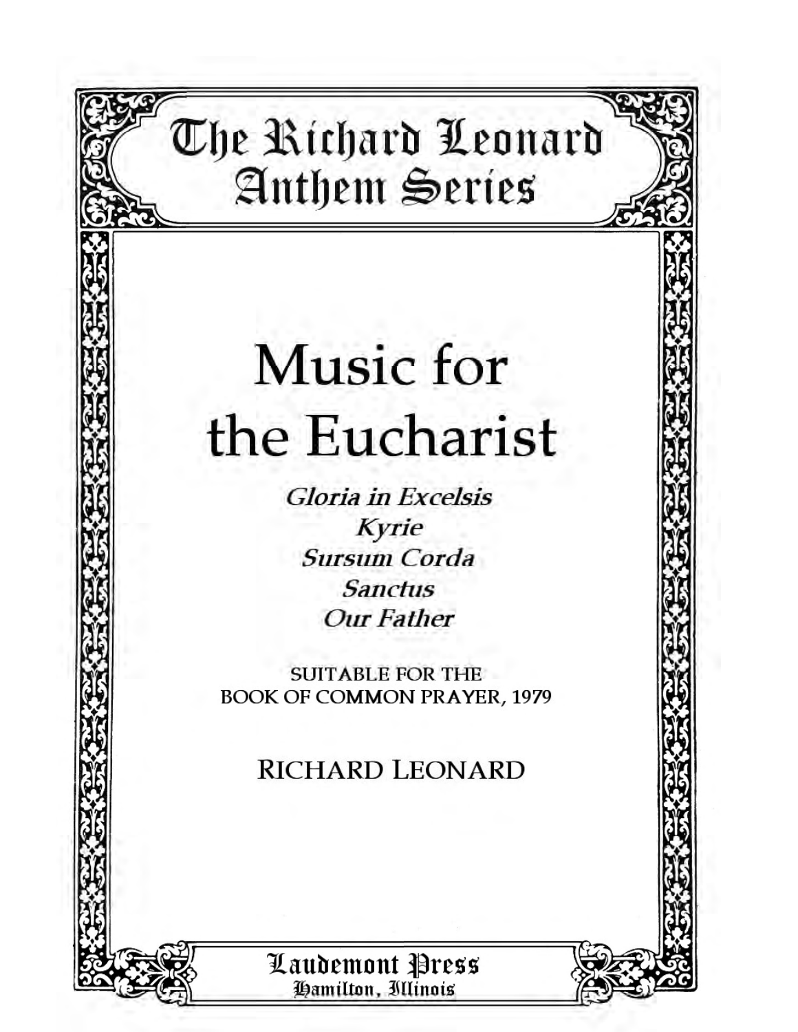The Richard Leonard Anthem Series

# Music for the Eucharist

*Gloria in Excelsis*
*Kyrie*
*Sursum Corda*
*Sanctus*
*Our Father*

SUITABLE FOR THE
BOOK OF COMMON PRAYER, 1979

RICHARD LEONARD

Laudemont Press
Hamilton, Illinois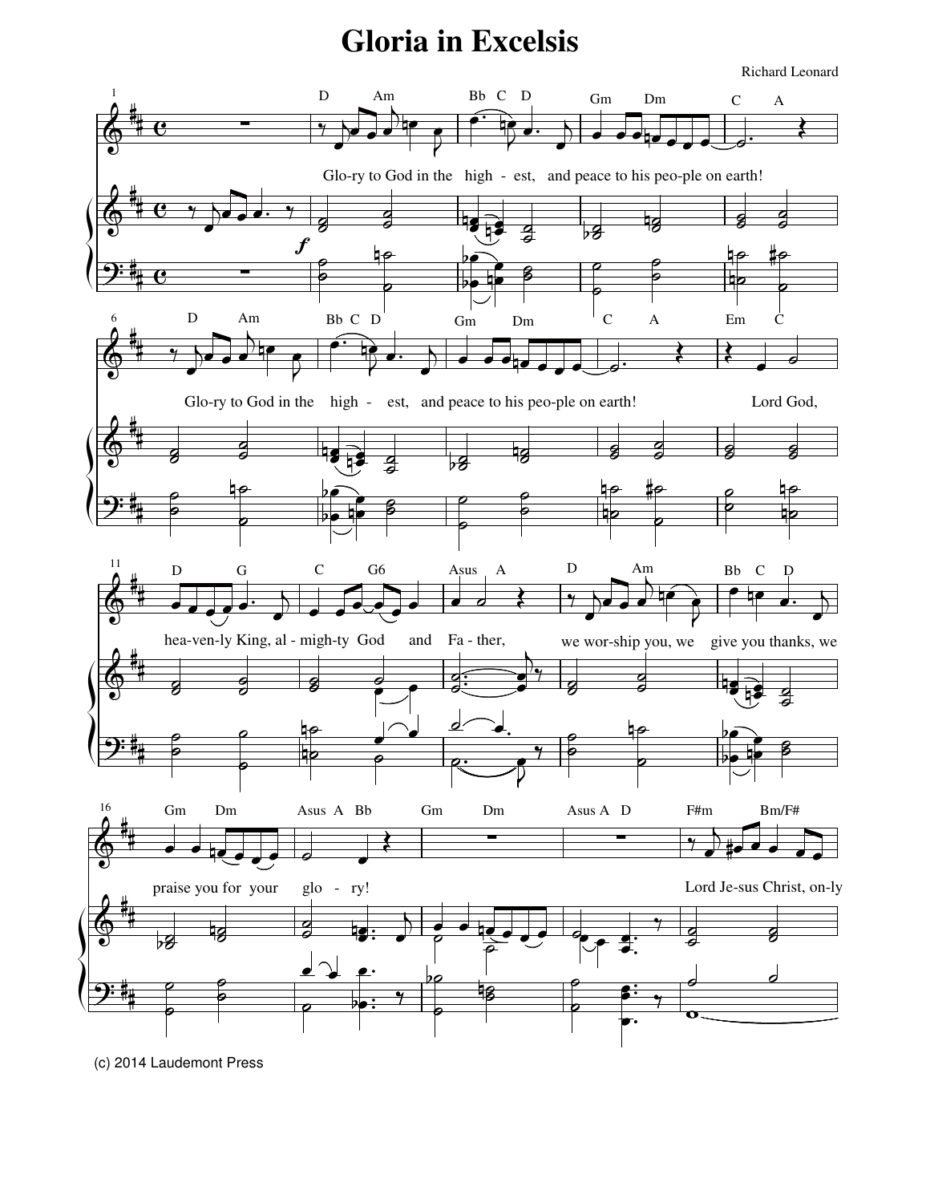# Gloria in Excelsis

Richard Leonard

Glo-ry to God in the high - est, and peace to his peo-ple on earth!

Glo-ry to God in the high - est, and peace to his peo-ple on earth! Lord God,

hea-ven-ly King, al - migh-ty God and Fa - ther, we wor-ship you, we give you thanks, we

praise you for your glo - ry! Lord Je-sus Christ, on-ly

(c) 2014 Laudemont Press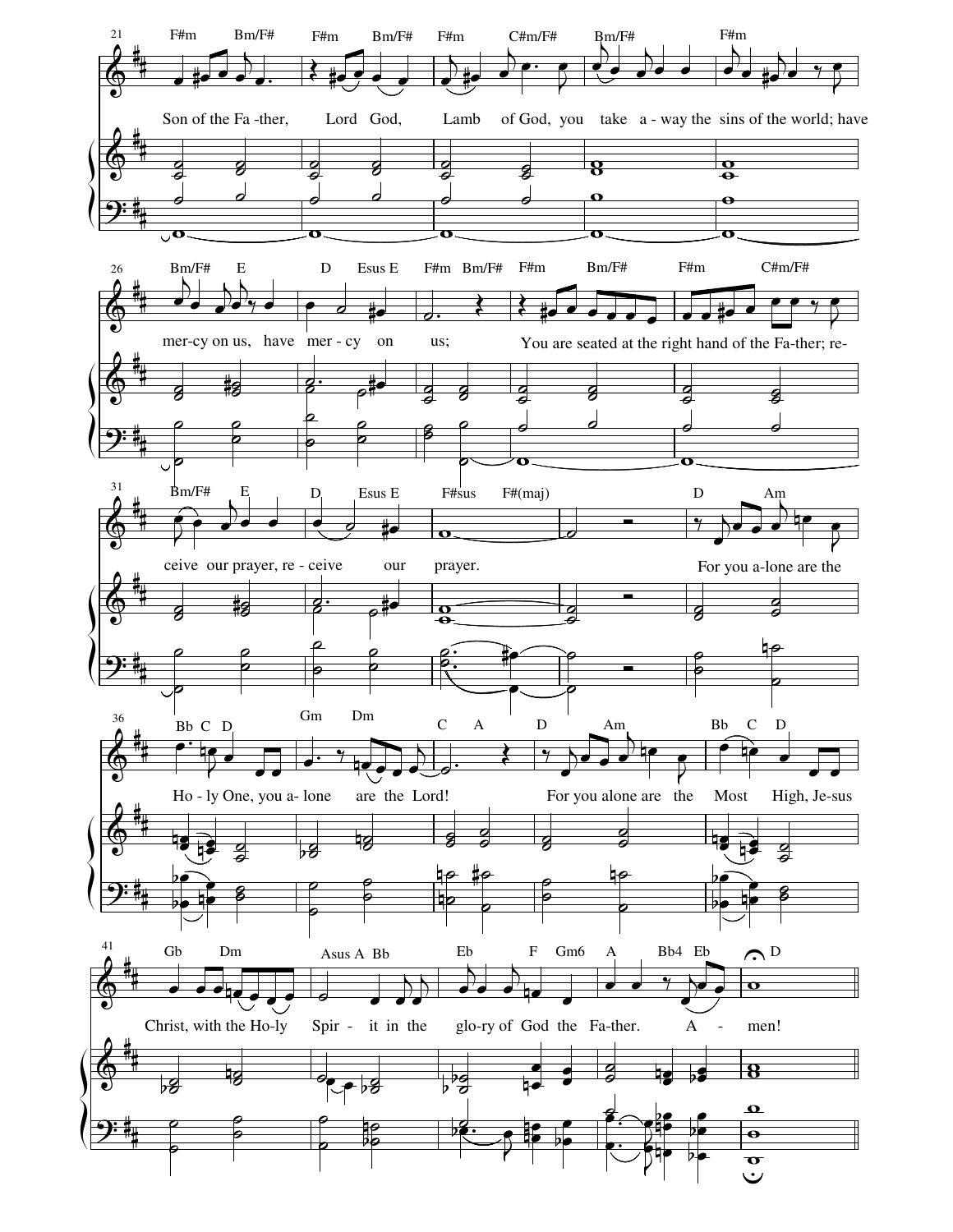21

F#m Bm/F# F#m Bm/F# F#m C#m/F# Bm/F# F#m

Son of the Fa -ther, Lord God, Lamb of God, you take a - way the sins of the world; have

26

Bm/F# E D Esus E F#m Bm/F# F#m Bm/F# F#m C#m/F#

mer-cy on us, have mer - cy on us; You are seated at the right hand of the Fa-ther; re-

31

Bm/F# E D Esus E F#sus F#(maj) D Am

ceive our prayer, re - ceive our prayer. For you a-lone are the

36

Bb C D Gm Dm C A D Am Bb C D

Ho - ly One, you a- lone are the Lord! For you alone are the Most High, Je-sus

41

Gb Dm Asus A Bb Eb F Gm6 A Bb4 Eb D

Christ, with the Ho-ly Spir - it in the glo-ry of God the Fa-ther. A - men!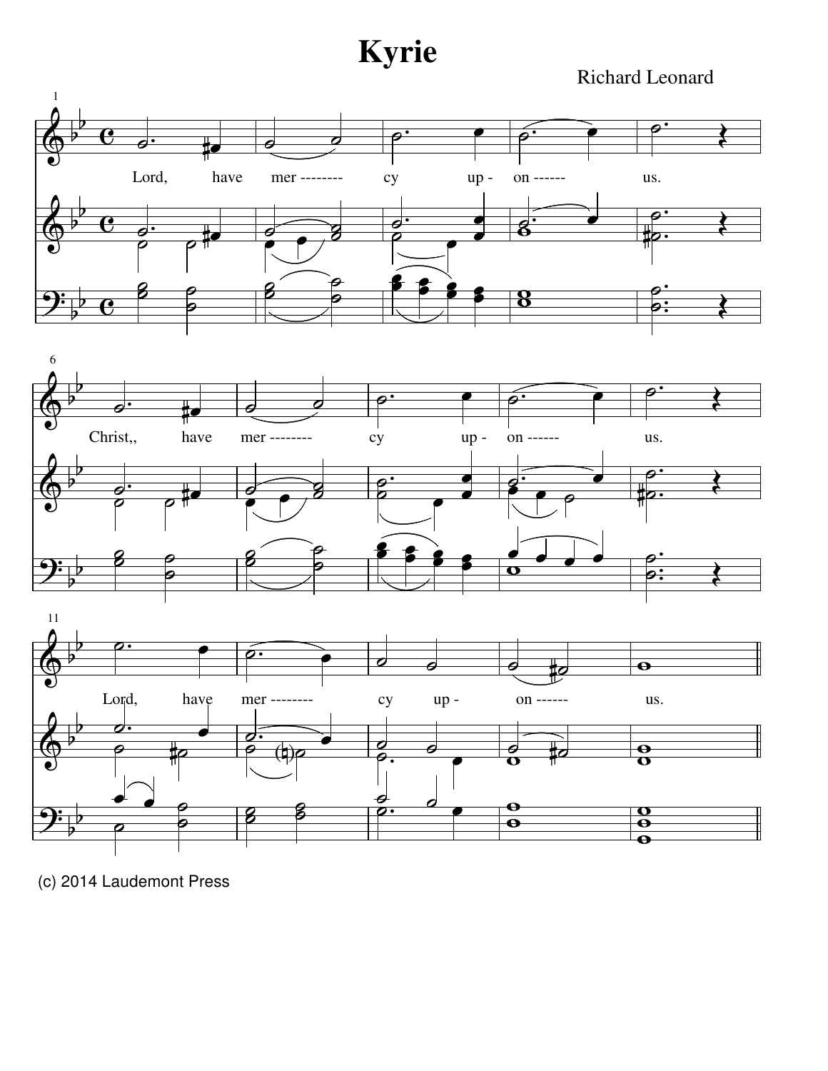# Kyrie

Richard Leonard

Lord, have mer -------- cy up - on ------ us.

Christ,, have mer -------- cy up - on ------ us.

Lord, have mer -------- cy up - on ------ us.

(c) 2014 Laudemont Press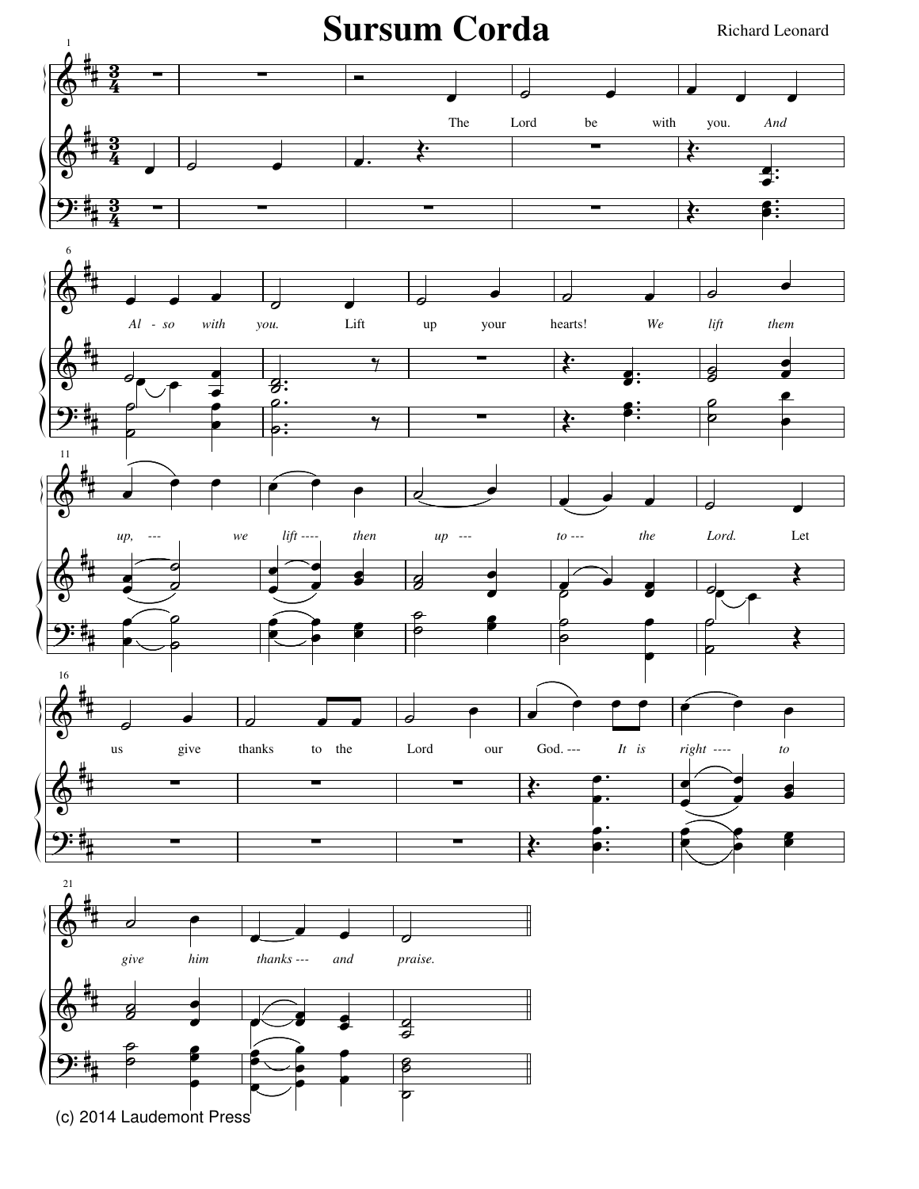# Sursum Corda

Richard Leonard

The Lord be with you. *And Also with you.* Lift up your hearts! *We lift them up, --- we lift ---- then up --- to --- the Lord.* Let us give thanks to the Lord our God. --- *It is right ---- to give him thanks --- and praise.*

(c) 2014 Laudemont Press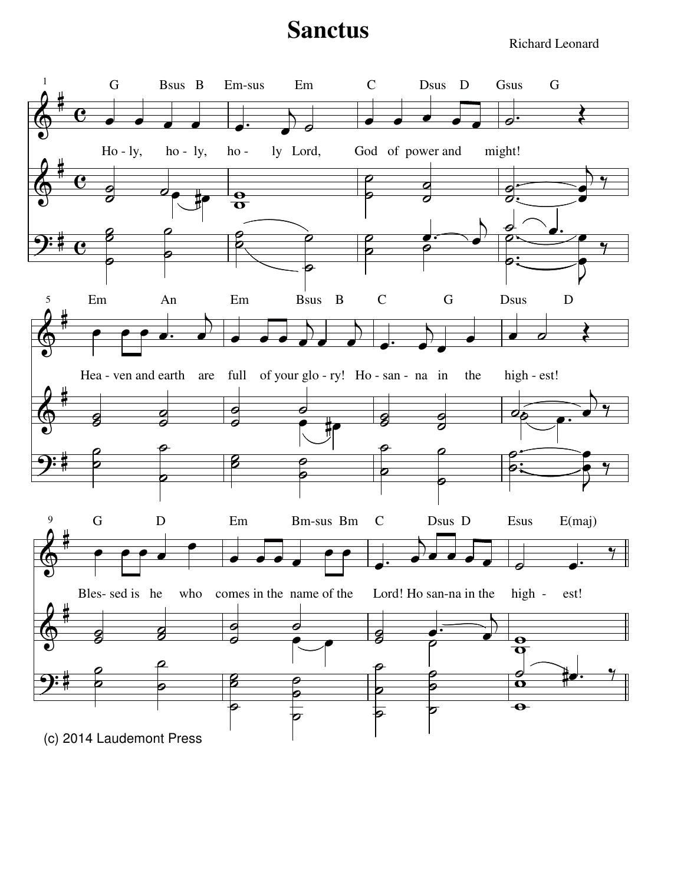# Sanctus

Richard Leonard

Ho - ly, ho - ly, ho - ly Lord, God of power and might!

Hea - ven and earth are full of your glo - ry! Ho - san - na in the high - est!

Bles- sed is he who comes in the name of the Lord! Ho san-na in the high - est!

(c) 2014 Laudemont Press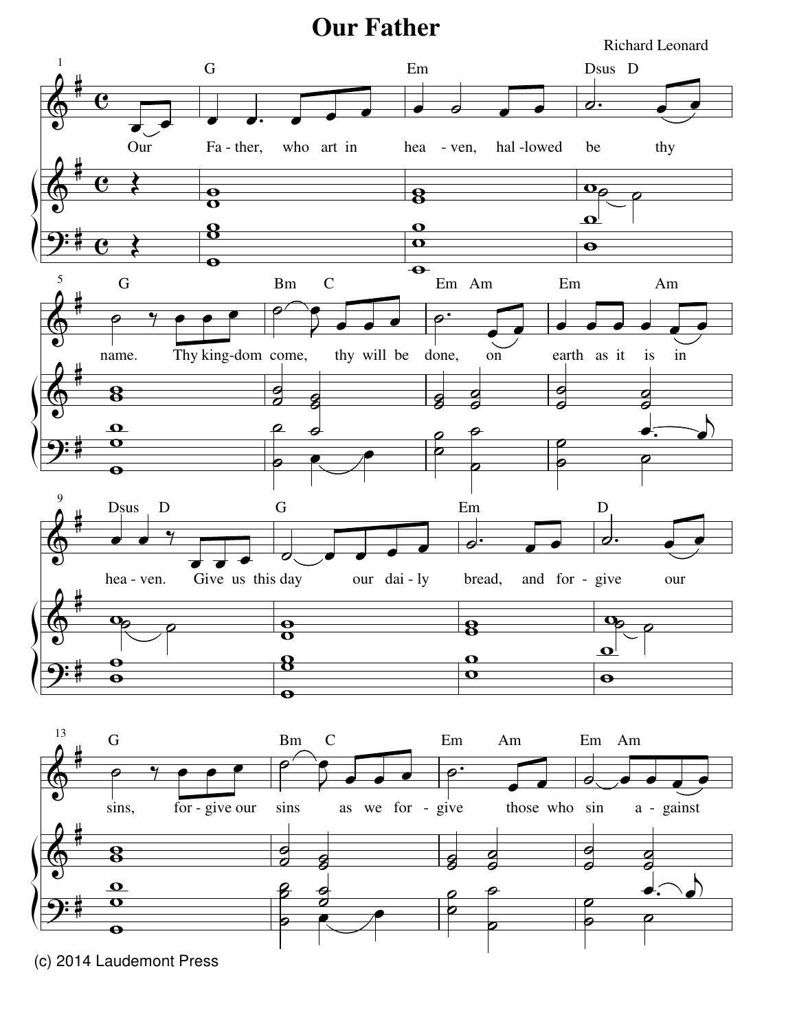# Our Father

Richard Leonard

Our Father, who art in heaven, hallowed be thy name. Thy kingdom come, thy will be done, on earth as it is in heaven. Give us this day our daily bread, and forgive our sins, forgive our sins as we forgive those who sin against

(c) 2014 Laudemont Press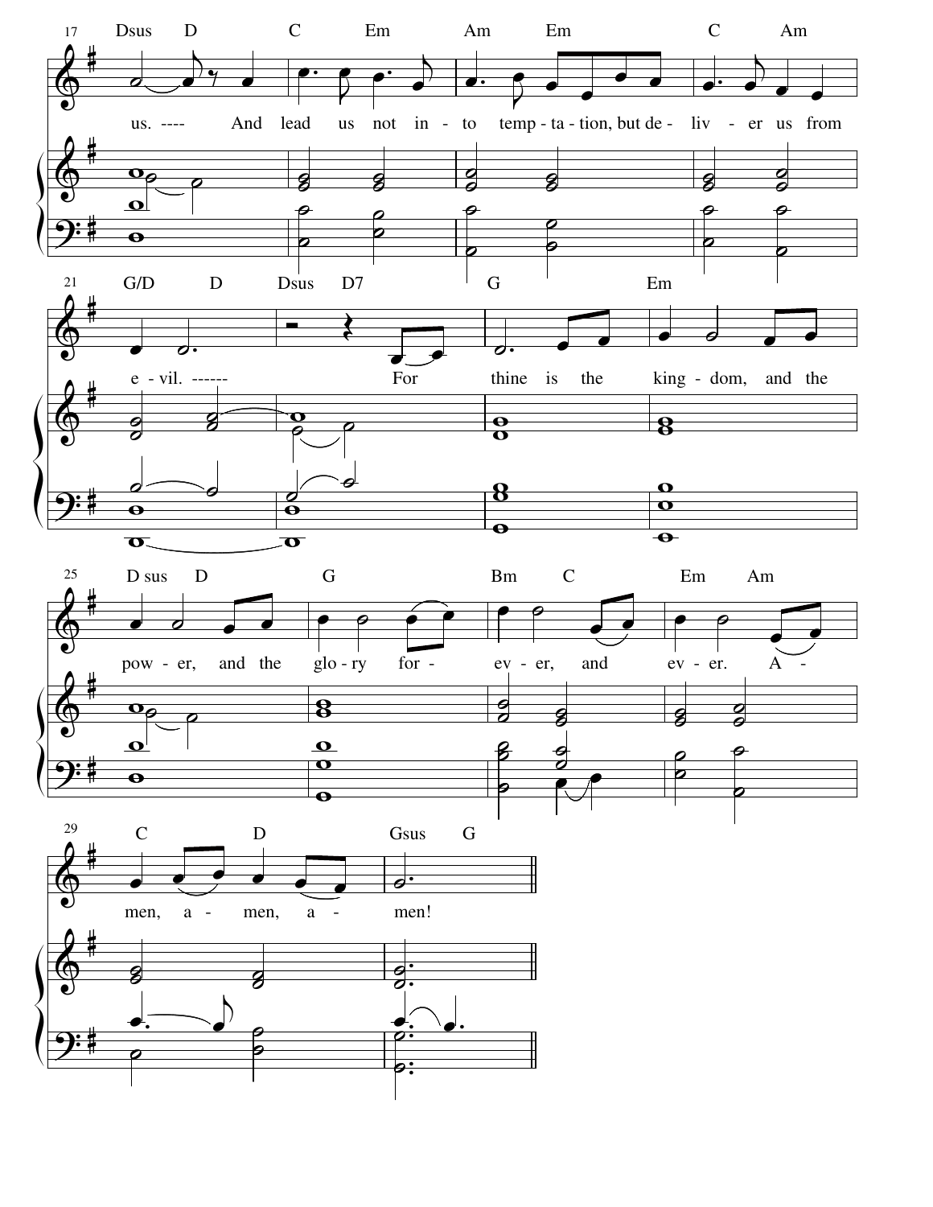17 Dsus D C Em Am Em C Am

us. ---- And lead us not in - to temp - ta - tion, but de - liv - er us from

21 G/D D Dsus D7 G Em

e - vil. ------ For thine is the king - dom, and the

25 D sus D G Bm C Em Am

pow - er, and the glo - ry for - ev - er, and ev - er. A -

29 C D Gsus G

men, a - men, a - men!